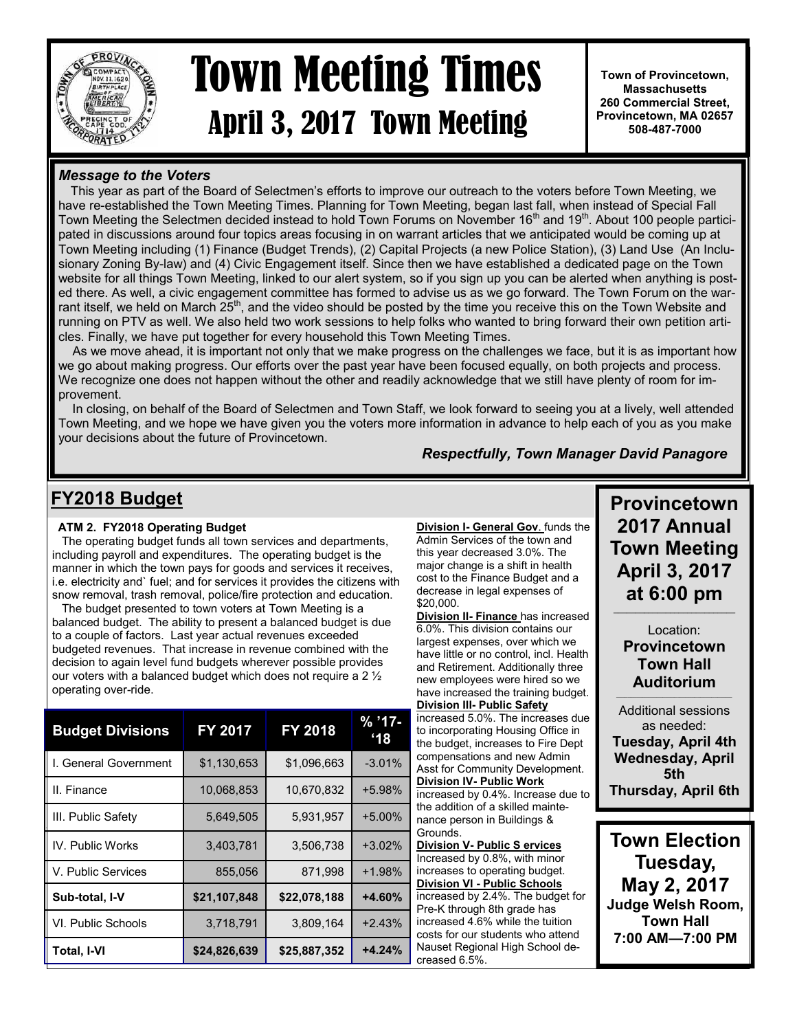# Town Meeting Times

## April 3, 2017 Town Meeting

**Town of Provincetown, Massachusetts**
**260 Commercial Street, Provincetown, MA 02657**
**508-487-7000**

### *Message to the Voters*

This year as part of the Board of Selectmen's efforts to improve our outreach to the voters before Town Meeting, we have re-established the Town Meeting Times. Planning for Town Meeting, began last fall, when instead of Special Fall Town Meeting the Selectmen decided instead to hold Town Forums on November 16th and 19th. About 100 people participated in discussions around four topics areas focusing in on warrant articles that we anticipated would be coming up at Town Meeting including (1) Finance (Budget Trends), (2) Capital Projects (a new Police Station), (3) Land Use (An Inclusionary Zoning By-law) and (4) Civic Engagement itself. Since then we have established a dedicated page on the Town website for all things Town Meeting, linked to our alert system, so if you sign up you can be alerted when anything is posted there. As well, a civic engagement committee has formed to advise us as we go forward. The Town Forum on the warrant itself, we held on March 25th, and the video should be posted by the time you receive this on the Town Website and running on PTV as well. We also held two work sessions to help folks who wanted to bring forward their own petition articles. Finally, we have put together for every household this Town Meeting Times.

As we move ahead, it is important not only that we make progress on the challenges we face, but it is as important how we go about making progress. Our efforts over the past year have been focused equally, on both projects and process. We recognize one does not happen without the other and readily acknowledge that we still have plenty of room for improvement.

In closing, on behalf of the Board of Selectmen and Town Staff, we look forward to seeing you at a lively, well attended Town Meeting, and we hope we have given you the voters more information in advance to help each of you as you make your decisions about the future of Provincetown.

*Respectfully, Town Manager David Panagore*

## FY2018 Budget

**ATM 2. FY2018 Operating Budget**

The operating budget funds all town services and departments, including payroll and expenditures. The operating budget is the manner in which the town pays for goods and services it receives, i.e. electricity and` fuel; and for services it provides the citizens with snow removal, trash removal, police/fire protection and education.

The budget presented to town voters at Town Meeting is a balanced budget. The ability to present a balanced budget is due to a couple of factors. Last year actual revenues exceeded budgeted revenues. That increase in revenue combined with the decision to again level fund budgets wherever possible provides our voters with a balanced budget which does not require a 2 ½ operating over-ride.

| Budget Divisions | FY 2017 | FY 2018 | % '17-'18 |
|---|---|---|---|
| I. General Government | $1,130,653 | $1,096,663 | -3.01% |
| II. Finance | 10,068,853 | 10,670,832 | +5.98% |
| III. Public Safety | 5,649,505 | 5,931,957 | +5.00% |
| IV. Public Works | 3,403,781 | 3,506,738 | +3.02% |
| V. Public Services | 855,056 | 871,998 | +1.98% |
| **Sub-total, I-V** | **$21,107,848** | **$22,078,188** | **+4.60%** |
| VI. Public Schools | 3,718,791 | 3,809,164 | +2.43% |
| **Total, I-VI** | **$24,826,639** | **$25,887,352** | **+4.24%** |

**Division I- General Gov**. funds the Admin Services of the town and this year decreased 3.0%. The major change is a shift in health cost to the Finance Budget and a decrease in legal expenses of $20,000.

**Division II- Finance** has increased 6.0%. This division contains our largest expenses, over which we have little or no control, incl. Health and Retirement. Additionally three new employees were hired so we have increased the training budget.

**Division III- Public Safety** increased 5.0%. The increases due to incorporating Housing Office in the budget, increases to Fire Dept compensations and new Admin Asst for Community Development.

**Division IV- Public Work** increased by 0.4%. Increase due to the addition of a skilled maintenance person in Buildings & Grounds.

**Division V- Public S ervices** Increased by 0.8%, with minor increases to operating budget.

**Division VI - Public Schools** increased by 2.4%. The budget for Pre-K through 8th grade has increased 4.6% while the tuition costs for our students who attend Nauset Regional High School decreased 6.5%.

## Provincetown 2017 Annual Town Meeting April 3, 2017 at 6:00 pm

Location:
**Provincetown Town Hall Auditorium**

Additional sessions as needed:
**Tuesday, April 4th**
**Wednesday, April 5th**
**Thursday, April 6th**

## Town Election Tuesday, May 2, 2017

**Judge Welsh Room, Town Hall**
**7:00 AM—7:00 PM**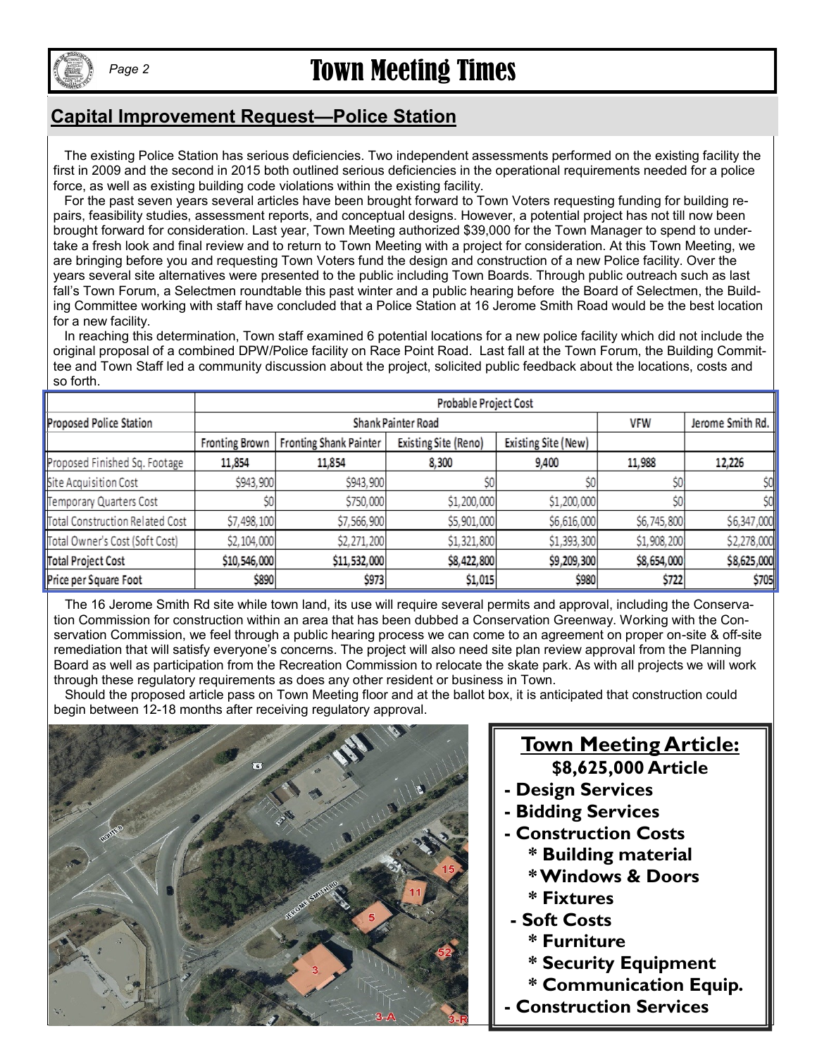## Capital Improvement Request—Police Station

The existing Police Station has serious deficiencies. Two independent assessments performed on the existing facility the first in 2009 and the second in 2015 both outlined serious deficiencies in the operational requirements needed for a police force, as well as existing building code violations within the existing facility.

For the past seven years several articles have been brought forward to Town Voters requesting funding for building repairs, feasibility studies, assessment reports, and conceptual designs. However, a potential project has not till now been brought forward for consideration. Last year, Town Meeting authorized $39,000 for the Town Manager to spend to undertake a fresh look and final review and to return to Town Meeting with a project for consideration. At this Town Meeting, we are bringing before you and requesting Town Voters fund the design and construction of a new Police facility. Over the years several site alternatives were presented to the public including Town Boards. Through public outreach such as last fall's Town Forum, a Selectmen roundtable this past winter and a public hearing before the Board of Selectmen, the Building Committee working with staff have concluded that a Police Station at 16 Jerome Smith Road would be the best location for a new facility.

In reaching this determination, Town staff examined 6 potential locations for a new police facility which did not include the original proposal of a combined DPW/Police facility on Race Point Road. Last fall at the Town Forum, the Building Committee and Town Staff led a community discussion about the project, solicited public feedback about the locations, costs and so forth.

| Proposed Police Station | Probable Project Cost | | | | | |
|---|---|---|---|---|---|---|
| | Shank Painter Road | | | | VFW | Jerome Smith Rd. |
| | Fronting Brown | Fronting Shank Painter | Existing Site (Reno) | Existing Site (New) | | |
| Proposed Finished Sq. Footage | 11,854 | 11,854 | 8,300 | 9,400 | 11,988 | 12,226 |
| Site Acquisition Cost | $943,900 | $943,900 | $0 | $0 | $0 | $0 |
| Temporary Quarters Cost | $0 | $750,000 | $1,200,000 | $1,200,000 | $0 | $0 |
| Total Construction Related Cost | $7,498,100 | $7,566,900 | $5,901,000 | $6,616,000 | $6,745,800 | $6,347,000 |
| Total Owner's Cost (Soft Cost) | $2,104,000 | $2,271,200 | $1,321,800 | $1,393,300 | $1,908,200 | $2,278,000 |
| **Total Project Cost** | **$10,546,000** | **$11,532,000** | **$8,422,800** | **$9,209,300** | **$8,654,000** | **$8,625,000** |
| Price per Square Foot | $890 | $973 | $1,015 | $980 | $722 | $705 |

The 16 Jerome Smith Rd site while town land, its use will require several permits and approval, including the Conservation Commission for construction within an area that has been dubbed a Conservation Greenway. Working with the Conservation Commission, we feel through a public hearing process we can come to an agreement on proper on-site & off-site remediation that will satisfy everyone's concerns. The project will also need site plan review approval from the Planning Board as well as participation from the Recreation Commission to relocate the skate park. As with all projects we will work through these regulatory requirements as does any other resident or business in Town.

Should the proposed article pass on Town Meeting floor and at the ballot box, it is anticipated that construction could begin between 12-18 months after receiving regulatory approval.

**Town Meeting Article:**

**$8,625,000 Article**

- **Design Services**
- **Bidding Services**
- **Construction Costs**
  - **Building material**
  - **Windows & Doors**
  - **Fixtures**
- **Soft Costs**
  - **Furniture**
  - **Security Equipment**
  - **Communication Equip.**
- **Construction Services**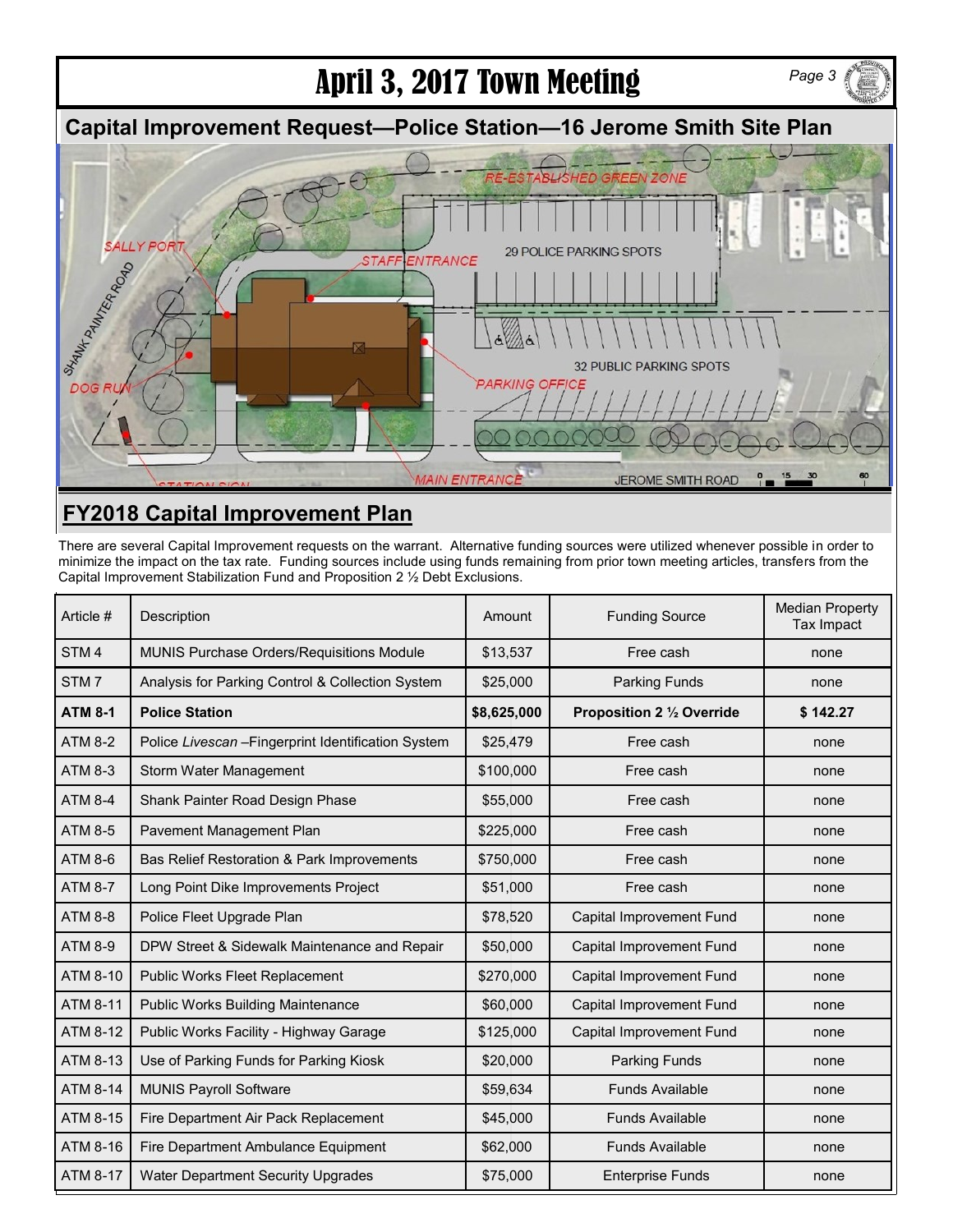## Capital Improvement Request—Police Station—16 Jerome Smith Site Plan

RE-ESTABLISHED GREEN ZONE

SALLY PORT

STAFF ENTRANCE

29 POLICE PARKING SPOTS

SHANK PAINTER ROAD

32 PUBLIC PARKING SPOTS

DOG RUN

PARKING OFFICE

STATION SIGN

MAIN ENTRANCE

JEROME SMITH ROAD

## FY2018 Capital Improvement Plan

There are several Capital Improvement requests on the warrant. Alternative funding sources were utilized whenever possible in order to minimize the impact on the tax rate. Funding sources include using funds remaining from prior town meeting articles, transfers from the Capital Improvement Stabilization Fund and Proposition 2 ½ Debt Exclusions.

| Article # | Description | Amount | Funding Source | Median Property Tax Impact |
|---|---|---|---|---|
| STM 4 | MUNIS Purchase Orders/Requisitions Module | $13,537 | Free cash | none |
| STM 7 | Analysis for Parking Control & Collection System | $25,000 | Parking Funds | none |
| **ATM 8-1** | **Police Station** | **$8,625,000** | **Proposition 2 ½ Override** | **$ 142.27** |
| ATM 8-2 | Police *Livescan* –Fingerprint Identification System | $25,479 | Free cash | none |
| ATM 8-3 | Storm Water Management | $100,000 | Free cash | none |
| ATM 8-4 | Shank Painter Road Design Phase | $55,000 | Free cash | none |
| ATM 8-5 | Pavement Management Plan | $225,000 | Free cash | none |
| ATM 8-6 | Bas Relief Restoration & Park Improvements | $750,000 | Free cash | none |
| ATM 8-7 | Long Point Dike Improvements Project | $51,000 | Free cash | none |
| ATM 8-8 | Police Fleet Upgrade Plan | $78,520 | Capital Improvement Fund | none |
| ATM 8-9 | DPW Street & Sidewalk Maintenance and Repair | $50,000 | Capital Improvement Fund | none |
| ATM 8-10 | Public Works Fleet Replacement | $270,000 | Capital Improvement Fund | none |
| ATM 8-11 | Public Works Building Maintenance | $60,000 | Capital Improvement Fund | none |
| ATM 8-12 | Public Works Facility - Highway Garage | $125,000 | Capital Improvement Fund | none |
| ATM 8-13 | Use of Parking Funds for Parking Kiosk | $20,000 | Parking Funds | none |
| ATM 8-14 | MUNIS Payroll Software | $59,634 | Funds Available | none |
| ATM 8-15 | Fire Department Air Pack Replacement | $45,000 | Funds Available | none |
| ATM 8-16 | Fire Department Ambulance Equipment | $62,000 | Funds Available | none |
| ATM 8-17 | Water Department Security Upgrades | $75,000 | Enterprise Funds | none |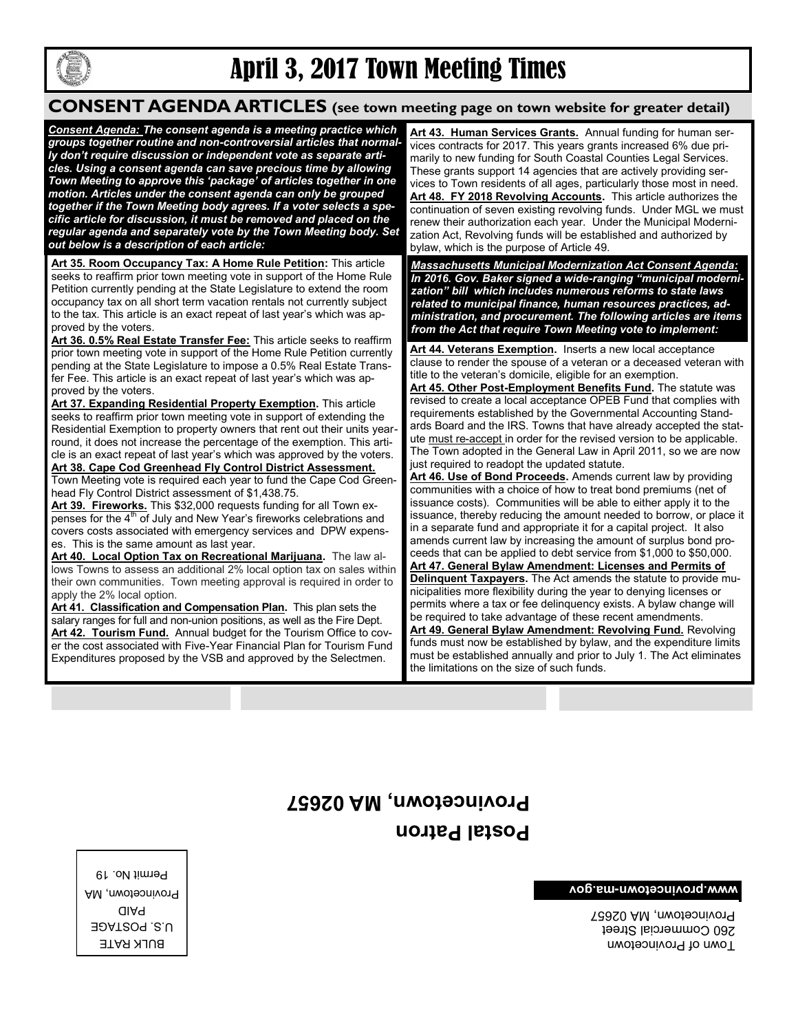# April 3, 2017 Town Meeting Times

## CONSENT AGENDA ARTICLES (see town meeting page on town website for greater detail)

***Consent Agenda:** The consent agenda is a meeting practice which groups together routine and non-controversial articles that normally don't require discussion or independent vote as separate articles. Using a consent agenda can save precious time by allowing Town Meeting to approve this 'package' of articles together in one motion. Articles under the consent agenda can only be grouped together if the Town Meeting body agrees. If a voter selects a specific article for discussion, it must be removed and placed on the regular agenda and separately vote by the Town Meeting body. Set out below is a description of each article:*

**Art 35. Room Occupancy Tax: A Home Rule Petition:** This article seeks to reaffirm prior town meeting vote in support of the Home Rule Petition currently pending at the State Legislature to extend the room occupancy tax on all short term vacation rentals not currently subject to the tax. This article is an exact repeat of last year's which was approved by the voters.

**Art 36. 0.5% Real Estate Transfer Fee:** This article seeks to reaffirm prior town meeting vote in support of the Home Rule Petition currently pending at the State Legislature to impose a 0.5% Real Estate Transfer Fee. This article is an exact repeat of last year's which was approved by the voters.

**Art 37. Expanding Residential Property Exemption.** This article seeks to reaffirm prior town meeting vote in support of extending the Residential Exemption to property owners that rent out their units year-round, it does not increase the percentage of the exemption. This article is an exact repeat of last year's which was approved by the voters.

**Art 38. Cape Cod Greenhead Fly Control District Assessment.** Town Meeting vote is required each year to fund the Cape Cod Greenhead Fly Control District assessment of $1,438.75.

**Art 39. Fireworks.** This $32,000 requests funding for all Town expenses for the 4th of July and New Year's fireworks celebrations and covers costs associated with emergency services and DPW expenses. This is the same amount as last year.

**Art 40. Local Option Tax on Recreational Marijuana.** The law allows Towns to assess an additional 2% local option tax on sales within their own communities. Town meeting approval is required in order to apply the 2% local option.

**Art 41. Classification and Compensation Plan.** This plan sets the salary ranges for full and non-union positions, as well as the Fire Dept.

**Art 42. Tourism Fund.** Annual budget for the Tourism Office to cover the cost associated with Five-Year Financial Plan for Tourism Fund Expenditures proposed by the VSB and approved by the Selectmen.

**Art 43. Human Services Grants.** Annual funding for human services contracts for 2017. This years grants increased 6% due primarily to new funding for South Coastal Counties Legal Services. These grants support 14 agencies that are actively providing services to Town residents of all ages, particularly those most in need.

**Art 48. FY 2018 Revolving Accounts.** This article authorizes the continuation of seven existing revolving funds. Under MGL we must renew their authorization each year. Under the Municipal Modernization Act, Revolving funds will be established and authorized by bylaw, which is the purpose of Article 49.

***Massachusetts Municipal Modernization Act Consent Agenda:** In 2016. Gov. Baker signed a wide-ranging "municipal modernization" bill which includes numerous reforms to state laws related to municipal finance, human resources practices, administration, and procurement. The following articles are items from the Act that require Town Meeting vote to implement:*

**Art 44. Veterans Exemption.** Inserts a new local acceptance clause to render the spouse of a veteran or a deceased veteran with title to the veteran's domicile, eligible for an exemption.

**Art 45. Other Post-Employment Benefits Fund.** The statute was revised to create a local acceptance OPEB Fund that complies with requirements established by the Governmental Accounting Standards Board and the IRS. Towns that have already accepted the statute must re-accept in order for the revised version to be applicable. The Town adopted in the General Law in April 2011, so we are now just required to readopt the updated statute.

**Art 46. Use of Bond Proceeds.** Amends current law by providing communities with a choice of how to treat bond premiums (net of issuance costs). Communities will be able to either apply it to the issuance, thereby reducing the amount needed to borrow, or place it in a separate fund and appropriate it for a capital project. It also amends current law by increasing the amount of surplus bond proceeds that can be applied to debt service from $1,000 to $50,000.

**Art 47. General Bylaw Amendment: Licenses and Permits of Delinquent Taxpayers.** The Act amends the statute to provide municipalities more flexibility during the year to denying licenses or permits where a tax or fee delinquency exists. A bylaw change will be required to take advantage of these recent amendments.

**Art 49. General Bylaw Amendment: Revolving Fund.** Revolving funds must now be established by bylaw, and the expenditure limits must be established annually and prior to July 1. The Act eliminates the limitations on the size of such funds.

Town of Provincetown
260 Commercial Street
Provincetown, MA 02657

**www.provincetown-ma.gov**

BULK RATE
U.S. POSTAGE
PAID
Provincetown, MA
Permit No. 19

**Postal Patron**
**Provincetown, MA 02657**